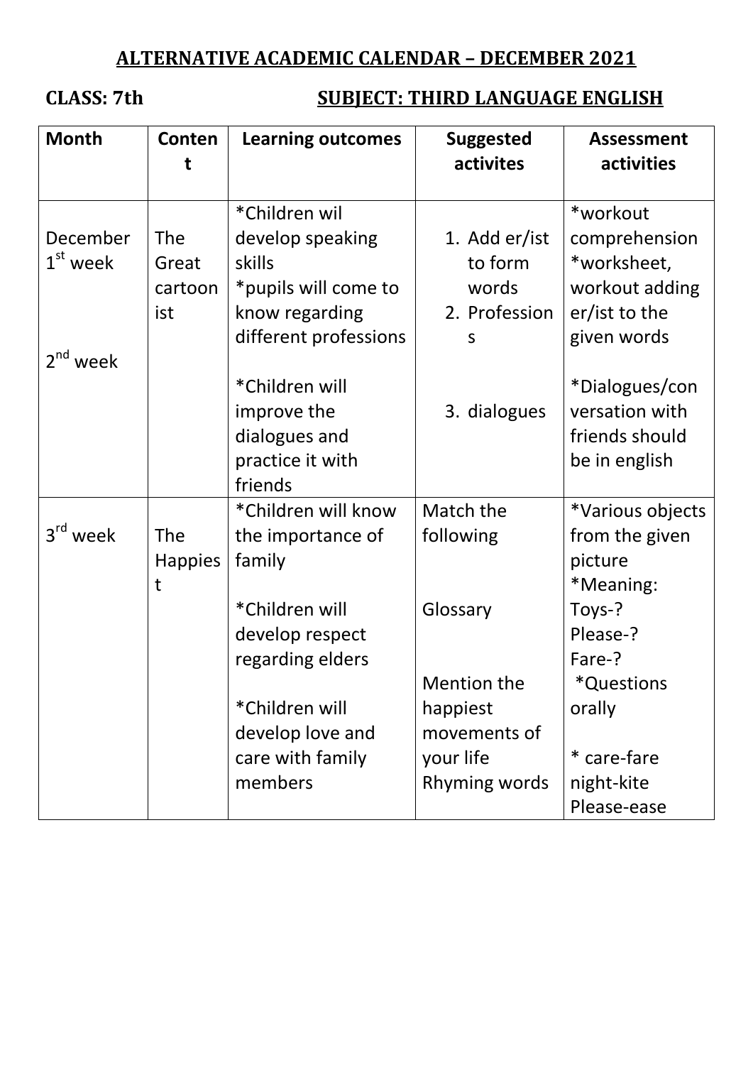## ALTERNATIVE ACADEMIC CALENDAR – DECEMBER 2021

**CLASS: 7th** **SUBJECT: THIRD LANGUAGE ENGLISH**

| Month | Content | Learning outcomes | Suggested activites | Assessment activities |
|---|---|---|---|---|
| December 1st week<br><br>2nd week | The Great cartoonist | *Children wil develop speaking skills<br>*pupils will come to know regarding different professions<br><br>*Children will improve the dialogues and practice it with friends | 1. Add er/ist to form words<br>2. Professions<br><br>3. dialogues | *workout comprehension<br>*worksheet, workout adding er/ist to the given words<br><br>*Dialogues/conversation with friends should be in english |
| 3rd week | The Happiest | *Children will know the importance of family<br><br>*Children will develop respect regarding elders<br><br>*Children will develop love and care with family members | Match the following<br><br>Glossary<br><br>Mention the happiest movements of your life<br>Rhyming words | *Various objects from the given picture<br>*Meaning:<br>Toys-?<br>Please-?<br>Fare-?<br>*Questions orally<br><br>* care-fare<br>night-kite<br>Please-ease |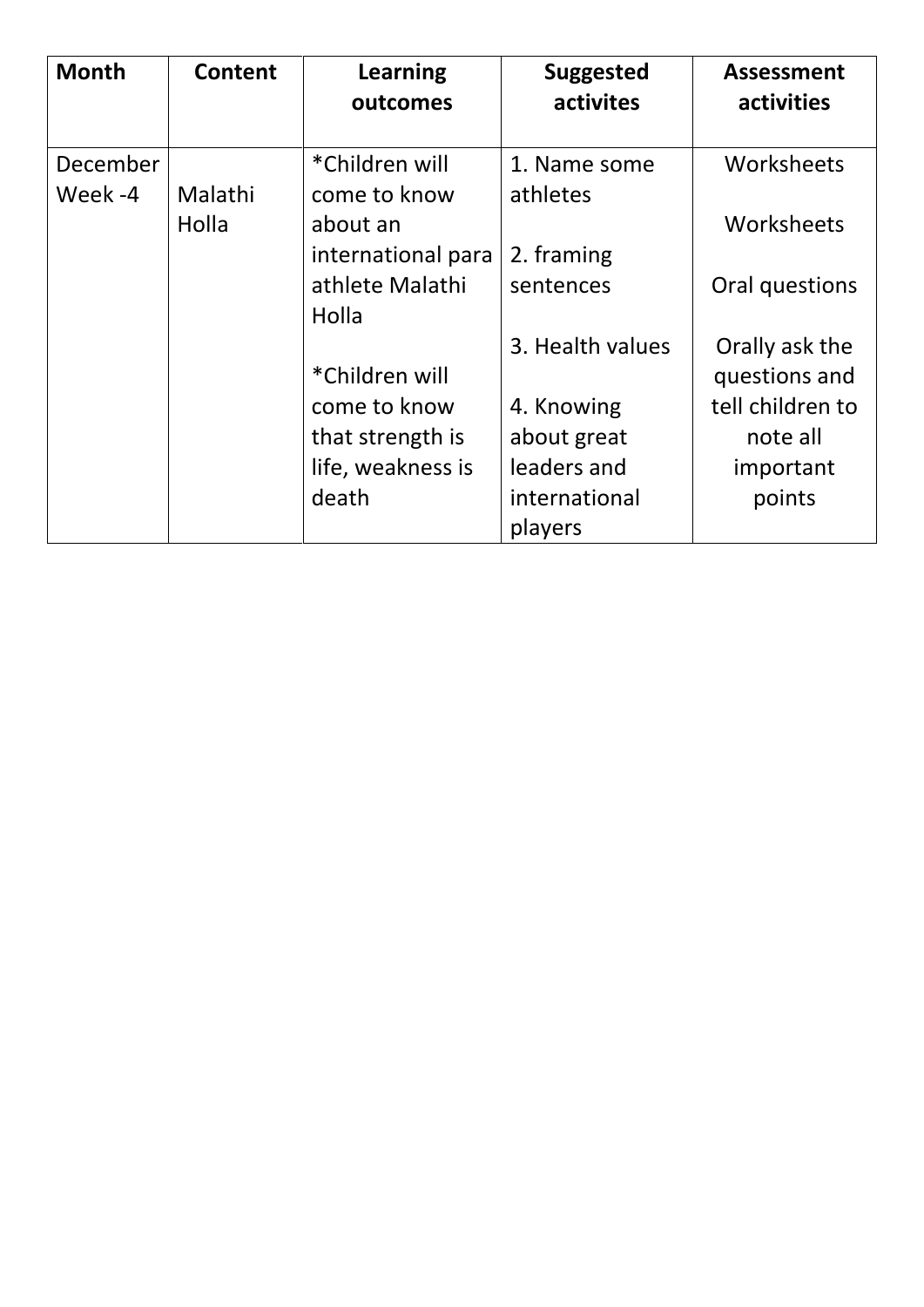| Month | Content | Learning outcomes | Suggested activites | Assessment activities |
|---|---|---|---|---|
| December Week -4 | Malathi Holla | *Children will come to know about an international para athlete Malathi Holla<br><br>*Children will come to know that strength is life, weakness is death | 1. Name some athletes<br><br>2. framing sentences<br><br>3. Health values<br><br>4. Knowing about great leaders and international players | Worksheets<br><br>Worksheets<br><br>Oral questions<br><br>Orally ask the questions and tell children to note all important points |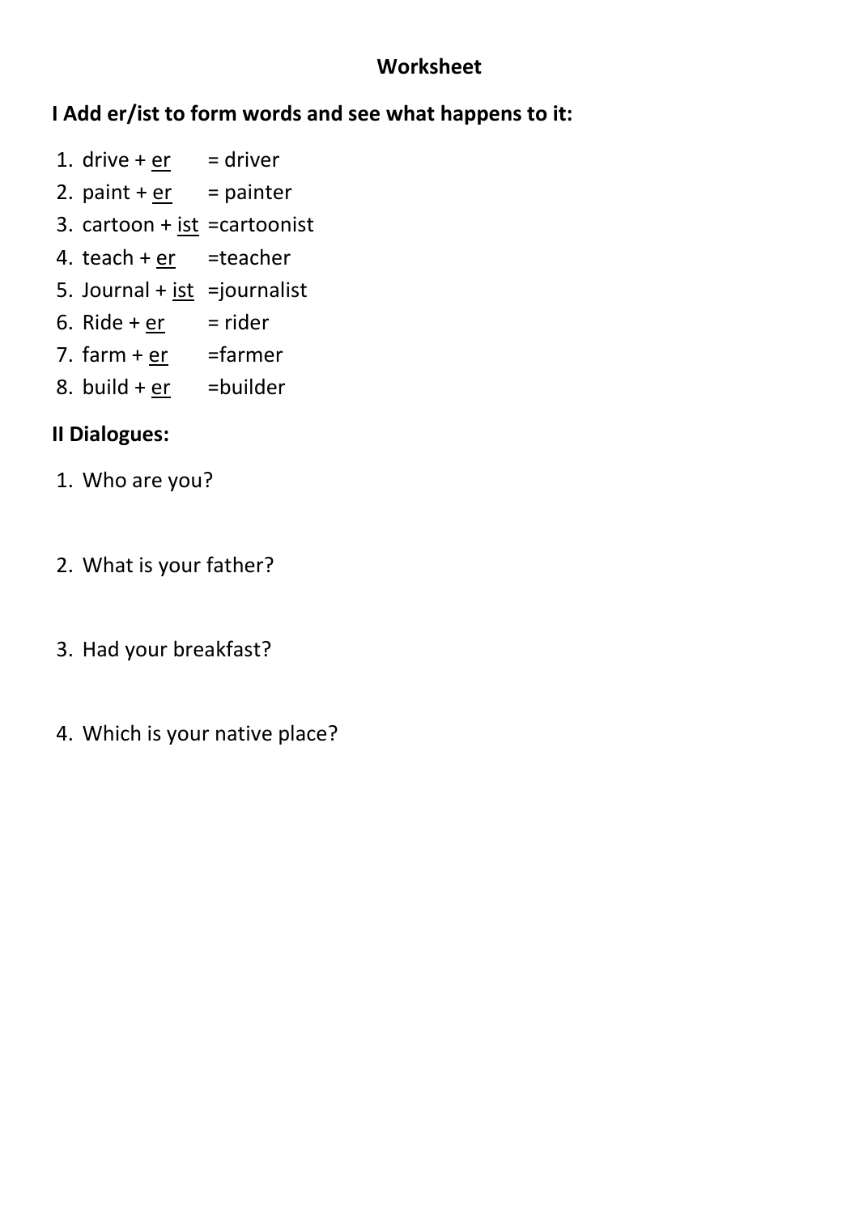## Worksheet

### I Add er/ist to form words and see what happens to it:

1. drive + <u>er</u> = driver
2. paint + <u>er</u> = painter
3. cartoon + <u>ist</u> =cartoonist
4. teach + <u>er</u> =teacher
5. Journal + <u>ist</u> =journalist
6. Ride + <u>er</u> = rider
7. farm + <u>er</u> =farmer
8. build + <u>er</u> =builder

### II Dialogues:

1. Who are you?
2. What is your father?
3. Had your breakfast?
4. Which is your native place?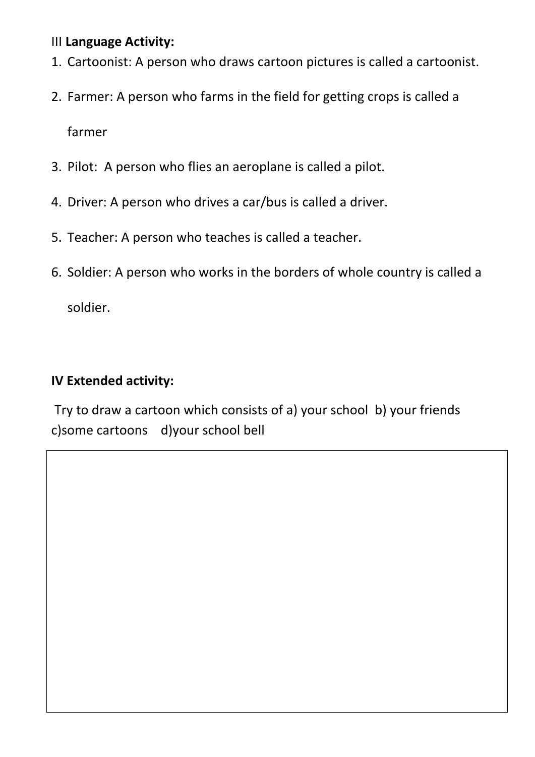III **Language Activity:**

1. Cartoonist: A person who draws cartoon pictures is called a cartoonist.
2. Farmer: A person who farms in the field for getting crops is called a farmer
3. Pilot: A person who flies an aeroplane is called a pilot.
4. Driver: A person who drives a car/bus is called a driver.
5. Teacher: A person who teaches is called a teacher.
6. Soldier: A person who works in the borders of whole country is called a soldier.

**IV Extended activity:**

Try to draw a cartoon which consists of a) your school b) your friends c)some cartoons d)your school bell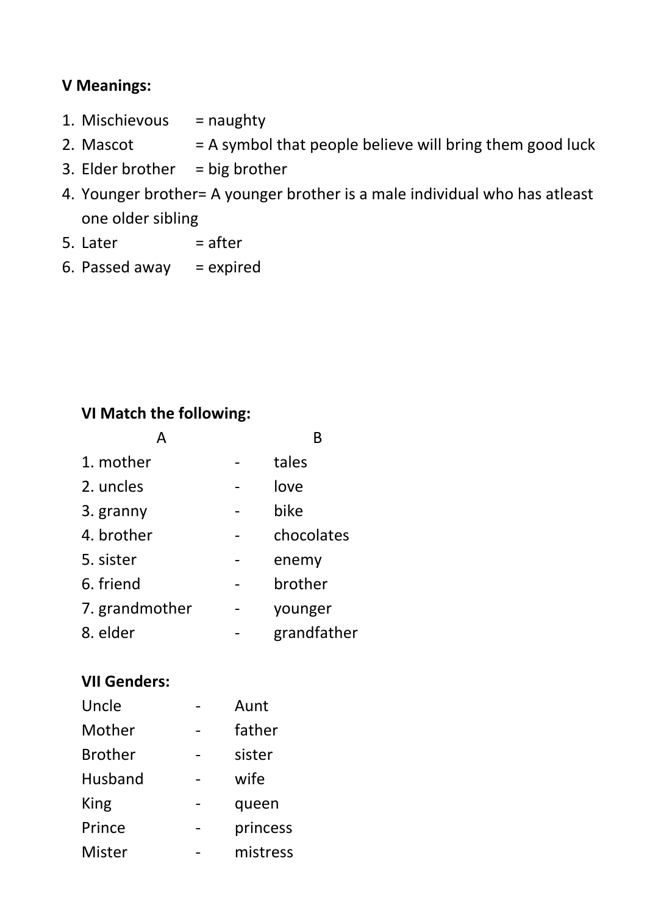**V Meanings:**

1. Mischievous = naughty
2. Mascot = A symbol that people believe will bring them good luck
3. Elder brother = big brother
4. Younger brother= A younger brother is a male individual who has atleast one older sibling
5. Later = after
6. Passed away = expired

**VI Match the following:**

| A | | B |
|---|---|---|
| 1. mother | - | tales |
| 2. uncles | - | love |
| 3. granny | - | bike |
| 4. brother | - | chocolates |
| 5. sister | - | enemy |
| 6. friend | - | brother |
| 7. grandmother | - | younger |
| 8. elder | - | grandfather |

**VII Genders:**

| | | |
|---|---|---|
| Uncle | - | Aunt |
| Mother | - | father |
| Brother | - | sister |
| Husband | - | wife |
| King | - | queen |
| Prince | - | princess |
| Mister | - | mistress |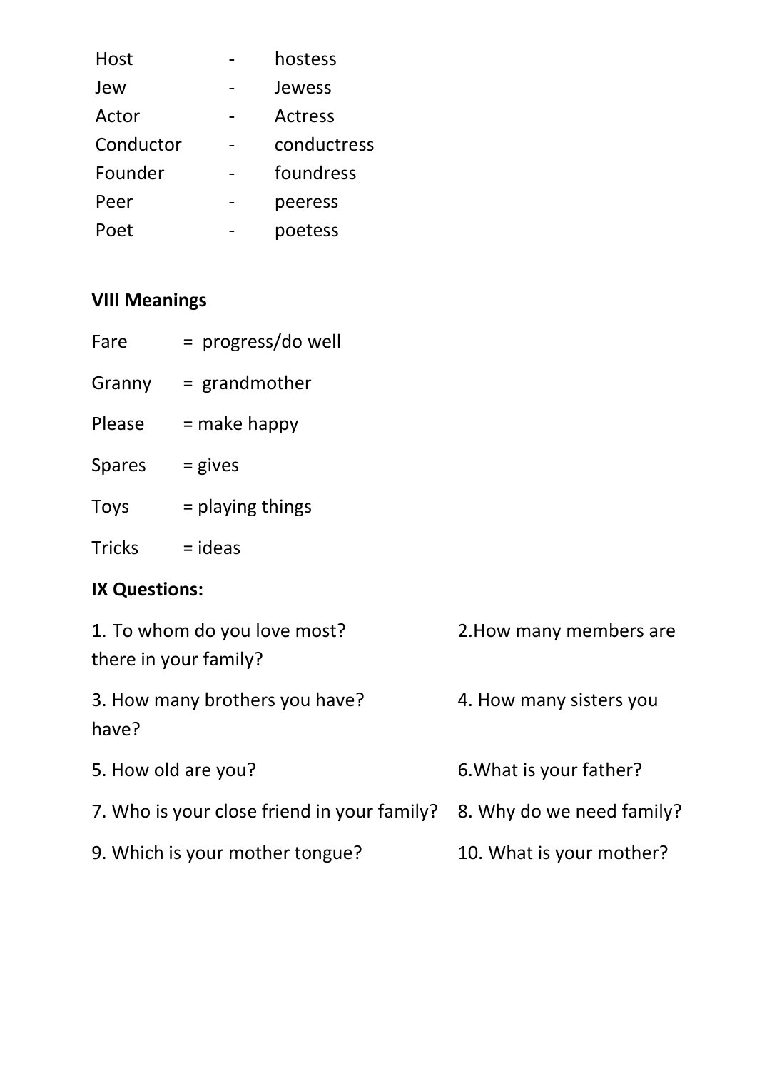| | | |
|---|---|---|
| Host | - | hostess |
| Jew | - | Jewess |
| Actor | - | Actress |
| Conductor | - | conductress |
| Founder | - | foundress |
| Peer | - | peeress |
| Poet | - | poetess |

**VIII Meanings**

Fare = progress/do well

Granny = grandmother

Please = make happy

Spares = gives

Toys = playing things

Tricks = ideas

**IX Questions:**

1. To whom do you love most?

2. How many members are there in your family?

3. How many brothers you have?

4. How many sisters you have?

5. How old are you?

6. What is your father?

7. Who is your close friend in your family?

8. Why do we need family?

9. Which is your mother tongue?

10. What is your mother?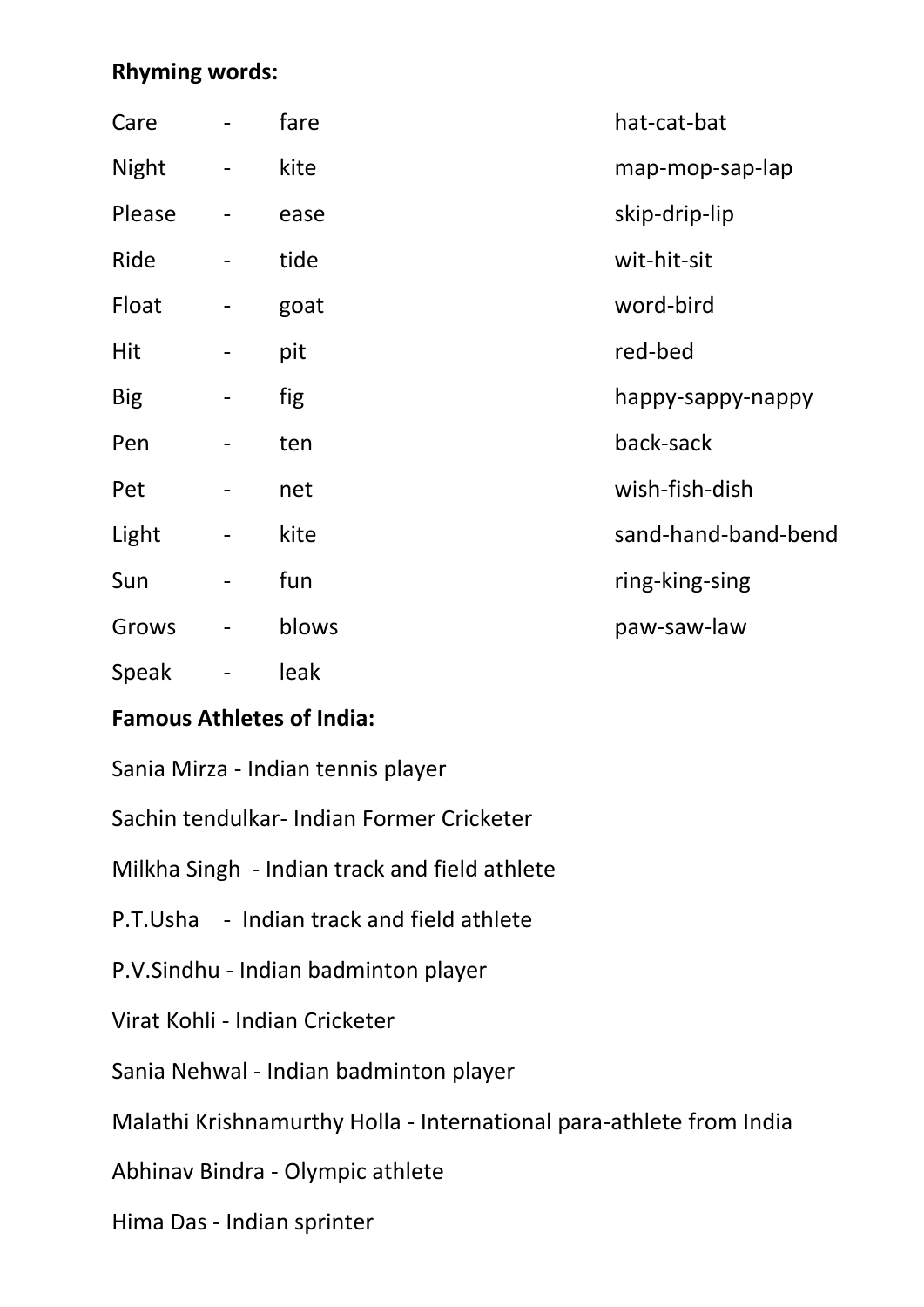**Rhyming words:**

| | | | |
|---|---|---|---|
| Care | - | fare | hat-cat-bat |
| Night | - | kite | map-mop-sap-lap |
| Please | - | ease | skip-drip-lip |
| Ride | - | tide | wit-hit-sit |
| Float | - | goat | word-bird |
| Hit | - | pit | red-bed |
| Big | - | fig | happy-sappy-nappy |
| Pen | - | ten | back-sack |
| Pet | - | net | wish-fish-dish |
| Light | - | kite | sand-hand-band-bend |
| Sun | - | fun | ring-king-sing |
| Grows | - | blows | paw-saw-law |
| Speak | - | leak | |

**Famous Athletes of India:**

Sania Mirza - Indian tennis player

Sachin tendulkar- Indian Former Cricketer

Milkha Singh - Indian track and field athlete

P.T.Usha - Indian track and field athlete

P.V.Sindhu - Indian badminton player

Virat Kohli - Indian Cricketer

Sania Nehwal - Indian badminton player

Malathi Krishnamurthy Holla - International para-athlete from India

Abhinav Bindra - Olympic athlete

Hima Das - Indian sprinter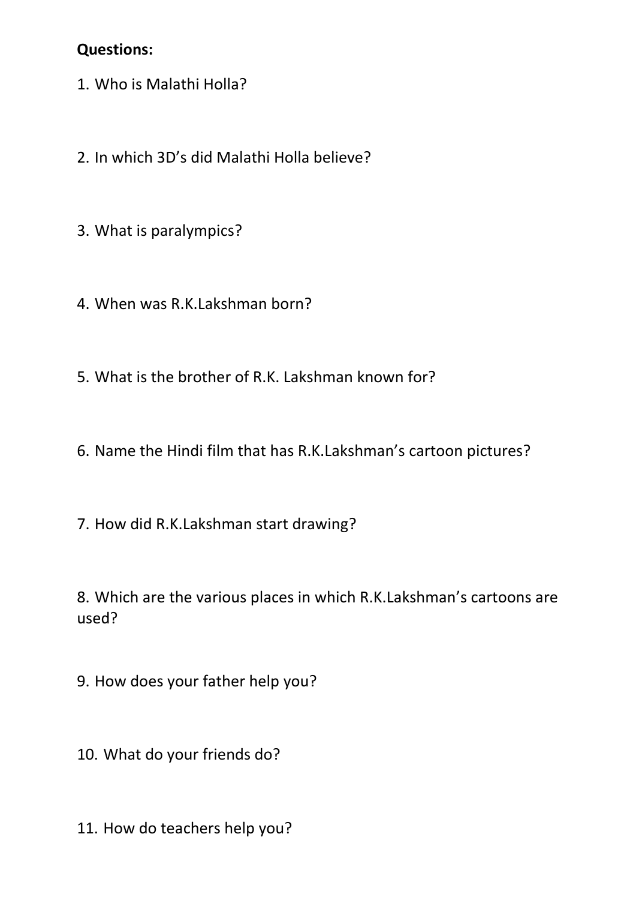**Questions:**

1. Who is Malathi Holla?

2. In which 3D's did Malathi Holla believe?

3. What is paralympics?

4. When was R.K.Lakshman born?

5. What is the brother of R.K. Lakshman known for?

6. Name the Hindi film that has R.K.Lakshman's cartoon pictures?

7. How did R.K.Lakshman start drawing?

8. Which are the various places in which R.K.Lakshman's cartoons are used?

9. How does your father help you?

10. What do your friends do?

11. How do teachers help you?